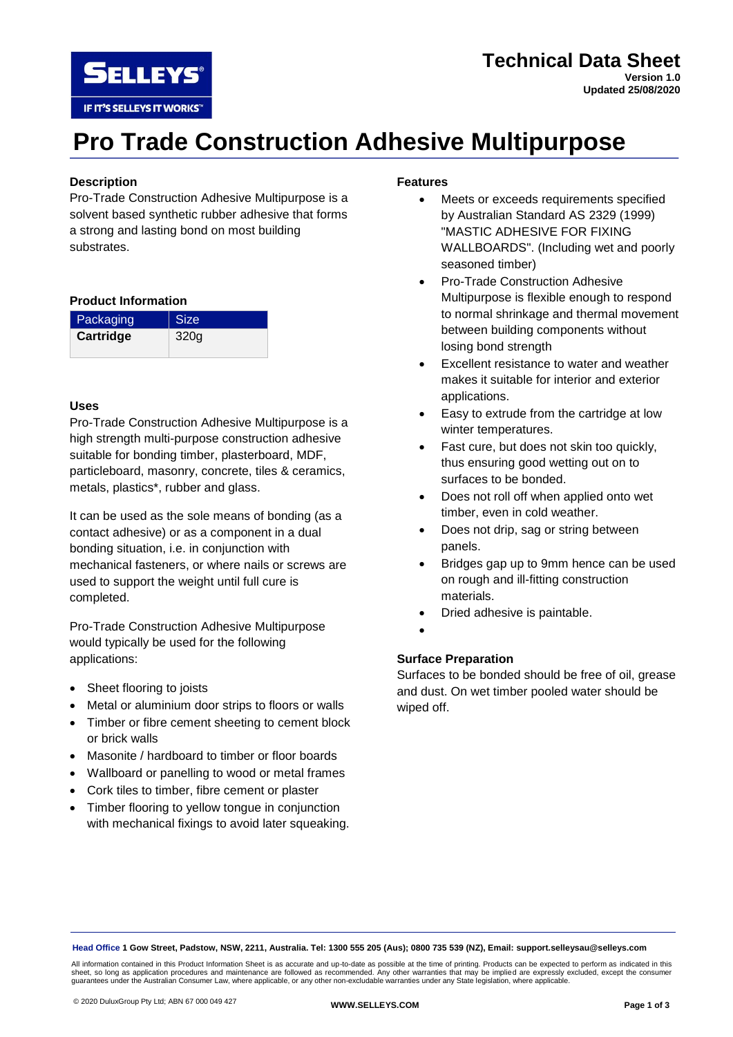# Technical Data Sheet

**Version 1.0**
**Updated 25/08/2020**

# Pro Trade Construction Adhesive Multipurpose

## Description

Pro-Trade Construction Adhesive Multipurpose is a solvent based synthetic rubber adhesive that forms a strong and lasting bond on most building substrates.

## Product Information

| Packaging | Size |
|---|---|
| **Cartridge** | 320g |

## Uses

Pro-Trade Construction Adhesive Multipurpose is a high strength multi-purpose construction adhesive suitable for bonding timber, plasterboard, MDF, particleboard, masonry, concrete, tiles & ceramics, metals, plastics*, rubber and glass.

It can be used as the sole means of bonding (as a contact adhesive) or as a component in a dual bonding situation, i.e. in conjunction with mechanical fasteners, or where nails or screws are used to support the weight until full cure is completed.

Pro-Trade Construction Adhesive Multipurpose would typically be used for the following applications:

- Sheet flooring to joists
- Metal or aluminium door strips to floors or walls
- Timber or fibre cement sheeting to cement block or brick walls
- Masonite / hardboard to timber or floor boards
- Wallboard or panelling to wood or metal frames
- Cork tiles to timber, fibre cement or plaster
- Timber flooring to yellow tongue in conjunction with mechanical fixings to avoid later squeaking.

## Features

- Meets or exceeds requirements specified by Australian Standard AS 2329 (1999) "MASTIC ADHESIVE FOR FIXING WALLBOARDS". (Including wet and poorly seasoned timber)
- Pro-Trade Construction Adhesive Multipurpose is flexible enough to respond to normal shrinkage and thermal movement between building components without losing bond strength
- Excellent resistance to water and weather makes it suitable for interior and exterior applications.
- Easy to extrude from the cartridge at low winter temperatures.
- Fast cure, but does not skin too quickly, thus ensuring good wetting out on to surfaces to be bonded.
- Does not roll off when applied onto wet timber, even in cold weather.
- Does not drip, sag or string between panels.
- Bridges gap up to 9mm hence can be used on rough and ill-fitting construction materials.
- Dried adhesive is paintable.

## Surface Preparation

Surfaces to be bonded should be free of oil, grease and dust. On wet timber pooled water should be wiped off.

**Head Office** **1 Gow Street, Padstow, NSW, 2211, Australia. Tel: 1300 555 205 (Aus); 0800 735 539 (NZ), Email: support.selleysau@selleys.com**

All information contained in this Product Information Sheet is as accurate and up-to-date as possible at the time of printing. Products can be expected to perform as indicated in this sheet, so long as application procedures and maintenance are followed as recommended. Any other warranties that may be implied are expressly excluded, except the consumer guarantees under the Australian Consumer Law, where applicable, or any other non-excludable warranties under any State legislation, where applicable.

© 2020 DuluxGroup Pty Ltd; ABN 67 000 049 427

**WWW.SELLEYS.COM**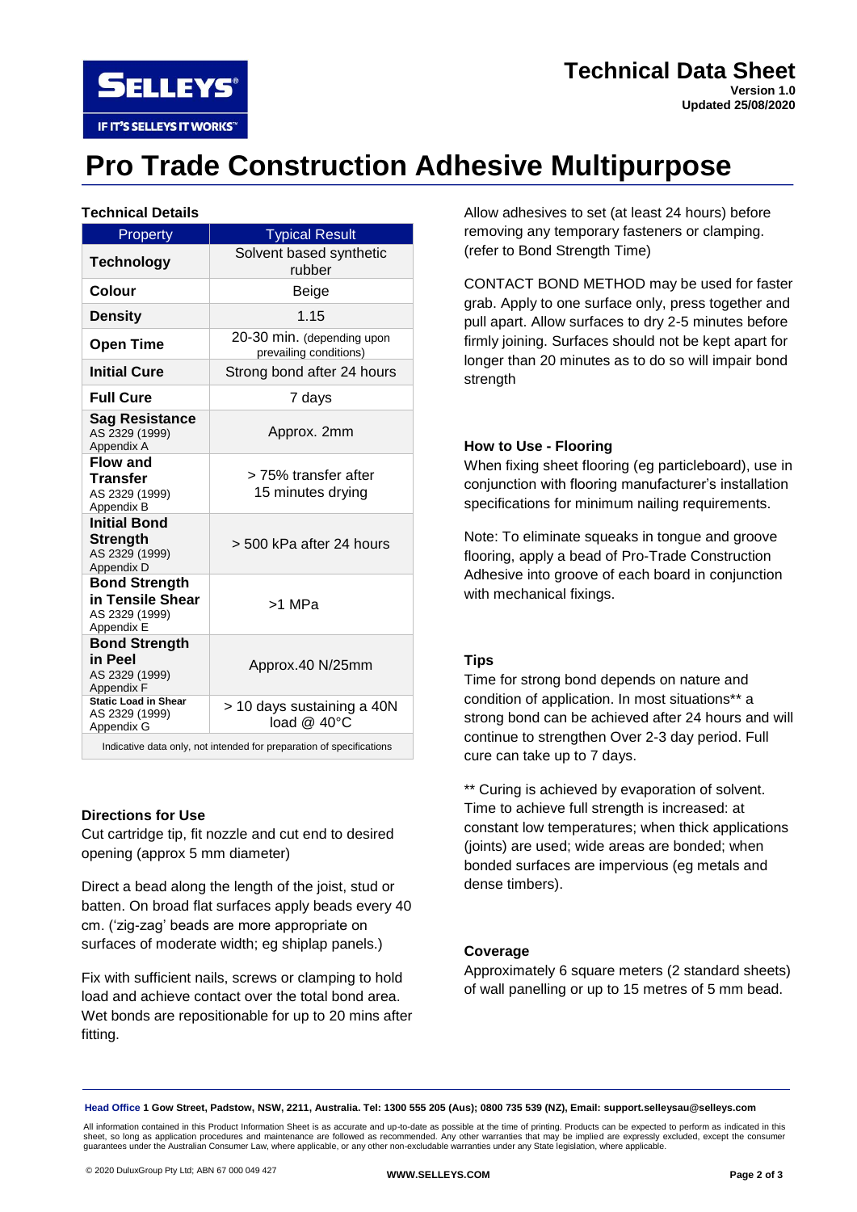# Technical Data Sheet

**Version 1.0**
**Updated 25/08/2020**

# Pro Trade Construction Adhesive Multipurpose

### Technical Details

| Property | Typical Result |
|---|---|
| **Technology** | Solvent based synthetic rubber |
| **Colour** | Beige |
| **Density** | 1.15 |
| **Open Time** | 20-30 min. (depending upon prevailing conditions) |
| **Initial Cure** | Strong bond after 24 hours |
| **Full Cure** | 7 days |
| **Sag Resistance** AS 2329 (1999) Appendix A | Approx. 2mm |
| **Flow and Transfer** AS 2329 (1999) Appendix B | > 75% transfer after 15 minutes drying |
| **Initial Bond Strength** AS 2329 (1999) Appendix D | > 500 kPa after 24 hours |
| **Bond Strength in Tensile Shear** AS 2329 (1999) Appendix E | >1 MPa |
| **Bond Strength in Peel** AS 2329 (1999) Appendix F | Approx.40 N/25mm |
| **Static Load in Shear** AS 2329 (1999) Appendix G | > 10 days sustaining a 40N load @ 40°C |
| Indicative data only, not intended for preparation of specifications | |

### Directions for Use

Cut cartridge tip, fit nozzle and cut end to desired opening (approx 5 mm diameter)

Direct a bead along the length of the joist, stud or batten. On broad flat surfaces apply beads every 40 cm. ('zig-zag' beads are more appropriate on surfaces of moderate width; eg shiplap panels.)

Fix with sufficient nails, screws or clamping to hold load and achieve contact over the total bond area. Wet bonds are repositionable for up to 20 mins after fitting.

Allow adhesives to set (at least 24 hours) before removing any temporary fasteners or clamping. (refer to Bond Strength Time)

CONTACT BOND METHOD may be used for faster grab. Apply to one surface only, press together and pull apart. Allow surfaces to dry 2-5 minutes before firmly joining. Surfaces should not be kept apart for longer than 20 minutes as to do so will impair bond strength

### How to Use - Flooring

When fixing sheet flooring (eg particleboard), use in conjunction with flooring manufacturer's installation specifications for minimum nailing requirements.

Note: To eliminate squeaks in tongue and groove flooring, apply a bead of Pro-Trade Construction Adhesive into groove of each board in conjunction with mechanical fixings.

### Tips

Time for strong bond depends on nature and condition of application. In most situations** a strong bond can be achieved after 24 hours and will continue to strengthen Over 2-3 day period. Full cure can take up to 7 days.

** Curing is achieved by evaporation of solvent. Time to achieve full strength is increased: at constant low temperatures; when thick applications (joints) are used; wide areas are bonded; when bonded surfaces are impervious (eg metals and dense timbers).

### Coverage

Approximately 6 square meters (2 standard sheets) of wall panelling or up to 15 metres of 5 mm bead.

**Head Office** 1 Gow Street, Padstow, NSW, 2211, Australia. Tel: 1300 555 205 (Aus); 0800 735 539 (NZ), Email: support.selleysau@selleys.com

All information contained in this Product Information Sheet is as accurate and up-to-date as possible at the time of printing. Products can be expected to perform as indicated in this sheet, so long as application procedures and maintenance are followed as recommended. Any other warranties that may be implied are expressly excluded, except the consumer guarantees under the Australian Consumer Law, where applicable, or any other non-excludable warranties under any State legislation, where applicable.

© 2020 DuluxGroup Pty Ltd; ABN 67 000 049 427

**WWW.SELLEYS.COM**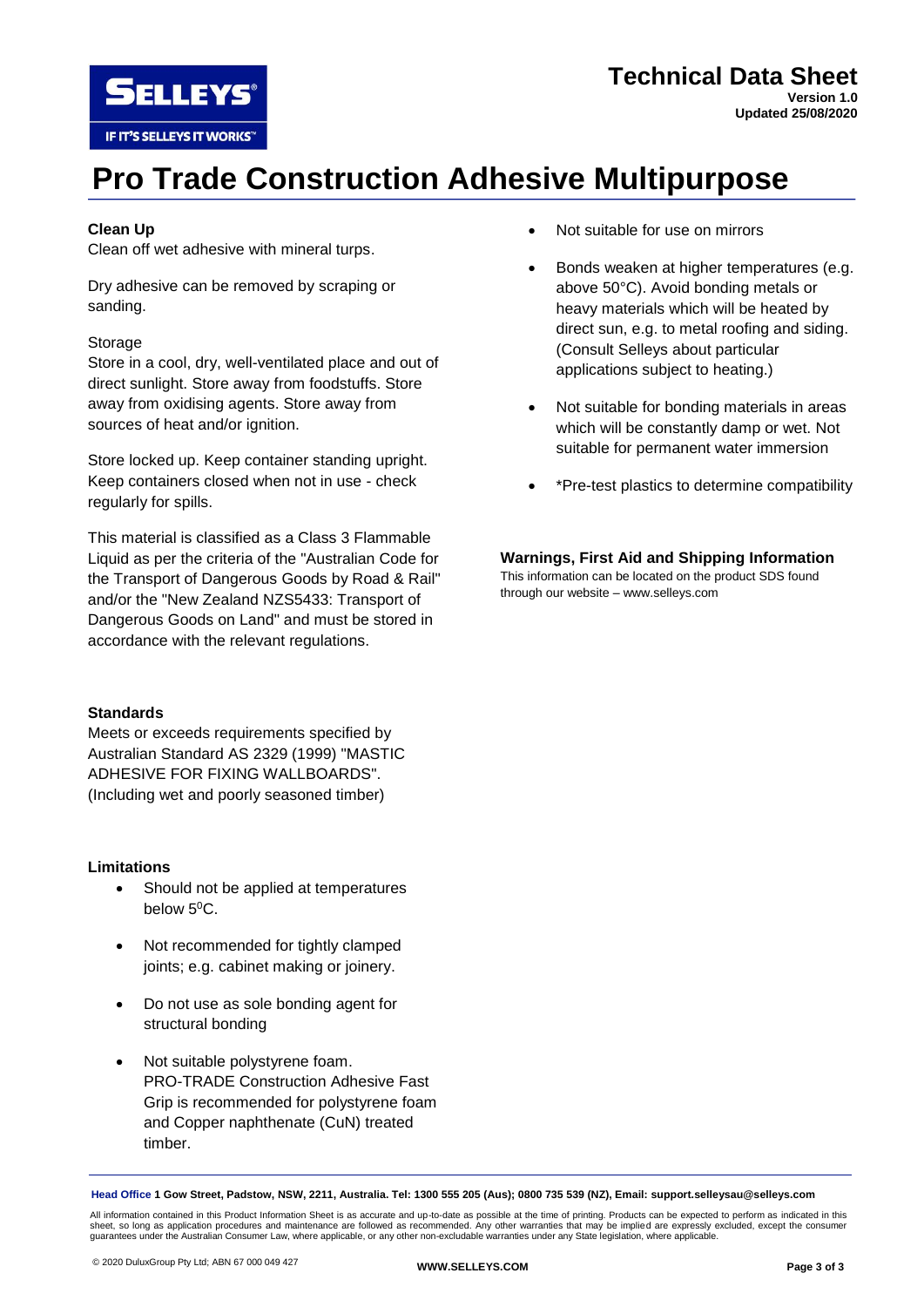# Pro Trade Construction Adhesive Multipurpose

**Clean Up**

Clean off wet adhesive with mineral turps.

Dry adhesive can be removed by scraping or sanding.

Storage

Store in a cool, dry, well-ventilated place and out of direct sunlight. Store away from foodstuffs. Store away from oxidising agents. Store away from sources of heat and/or ignition.

Store locked up. Keep container standing upright. Keep containers closed when not in use - check regularly for spills.

This material is classified as a Class 3 Flammable Liquid as per the criteria of the "Australian Code for the Transport of Dangerous Goods by Road & Rail" and/or the "New Zealand NZS5433: Transport of Dangerous Goods on Land" and must be stored in accordance with the relevant regulations.

**Standards**

Meets or exceeds requirements specified by Australian Standard AS 2329 (1999) "MASTIC ADHESIVE FOR FIXING WALLBOARDS". (Including wet and poorly seasoned timber)

**Limitations**

- Should not be applied at temperatures below $5^{0}$C.
- Not recommended for tightly clamped joints; e.g. cabinet making or joinery.
- Do not use as sole bonding agent for structural bonding
- Not suitable polystyrene foam. PRO-TRADE Construction Adhesive Fast Grip is recommended for polystyrene foam and Copper naphthenate (CuN) treated timber.
- Not suitable for use on mirrors
- Bonds weaken at higher temperatures (e.g. above 50°C). Avoid bonding metals or heavy materials which will be heated by direct sun, e.g. to metal roofing and siding. (Consult Selleys about particular applications subject to heating.)
- Not suitable for bonding materials in areas which will be constantly damp or wet. Not suitable for permanent water immersion
- *Pre-test plastics to determine compatibility

**Warnings, First Aid and Shipping Information**

This information can be located on the product SDS found through our website – www.selleys.com

**Head Office** 1 Gow Street, Padstow, NSW, 2211, Australia. Tel: 1300 555 205 (Aus); 0800 735 539 (NZ), Email: support.selleysau@selleys.com

All information contained in this Product Information Sheet is as accurate and up-to-date as possible at the time of printing. Products can be expected to perform as indicated in this sheet, so long as application procedures and maintenance are followed as recommended. Any other warranties that may be implied are expressly excluded, except the consumer guarantees under the Australian Consumer Law, where applicable, or any other non-excludable warranties under any State legislation, where applicable.

© 2020 DuluxGroup Pty Ltd; ABN 67 000 049 427